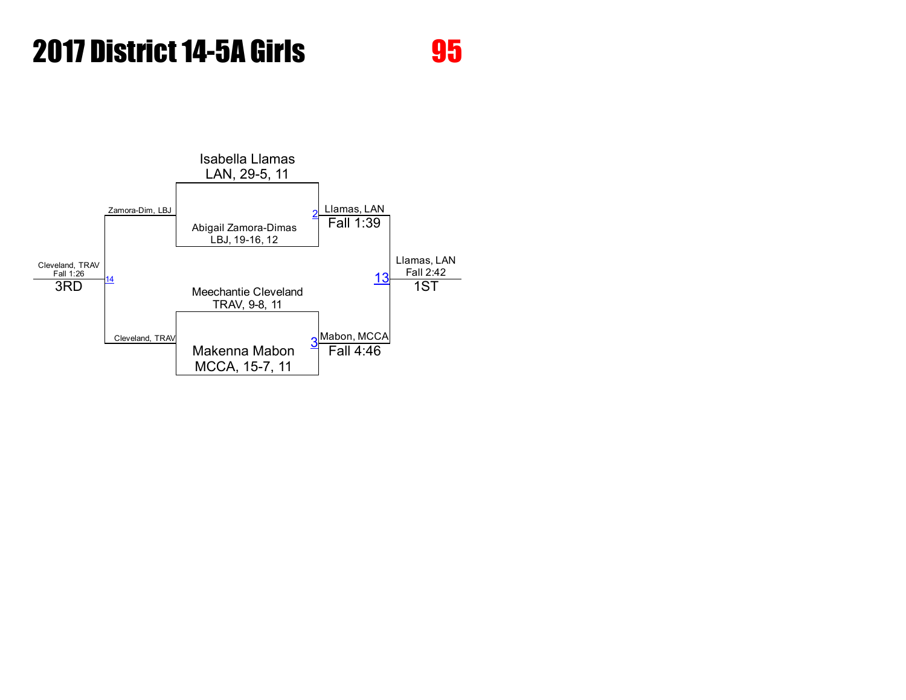# 2017 District 14-5A Girls

## 95

**Championship Bracket**

- Isabella Llamas — LAN, 29-5, 11
- Abigail Zamora-Dimas — LBJ, 19-16, 12
  - Match 2: Llamas, LAN — Fall 1:39
- Meechantie Cleveland — TRAV, 9-8, 11
- Makenna Mabon — MCCA, 15-7, 11
  - Match 3: Mabon, MCCA — Fall 4:46
- Match 13: Llamas, LAN — Fall 2:42 — **1ST**

**Consolation**

- Zamora-Dim, LBJ
- Cleveland, TRAV
  - Match 14: Cleveland, TRAV — Fall 1:26 — **3RD**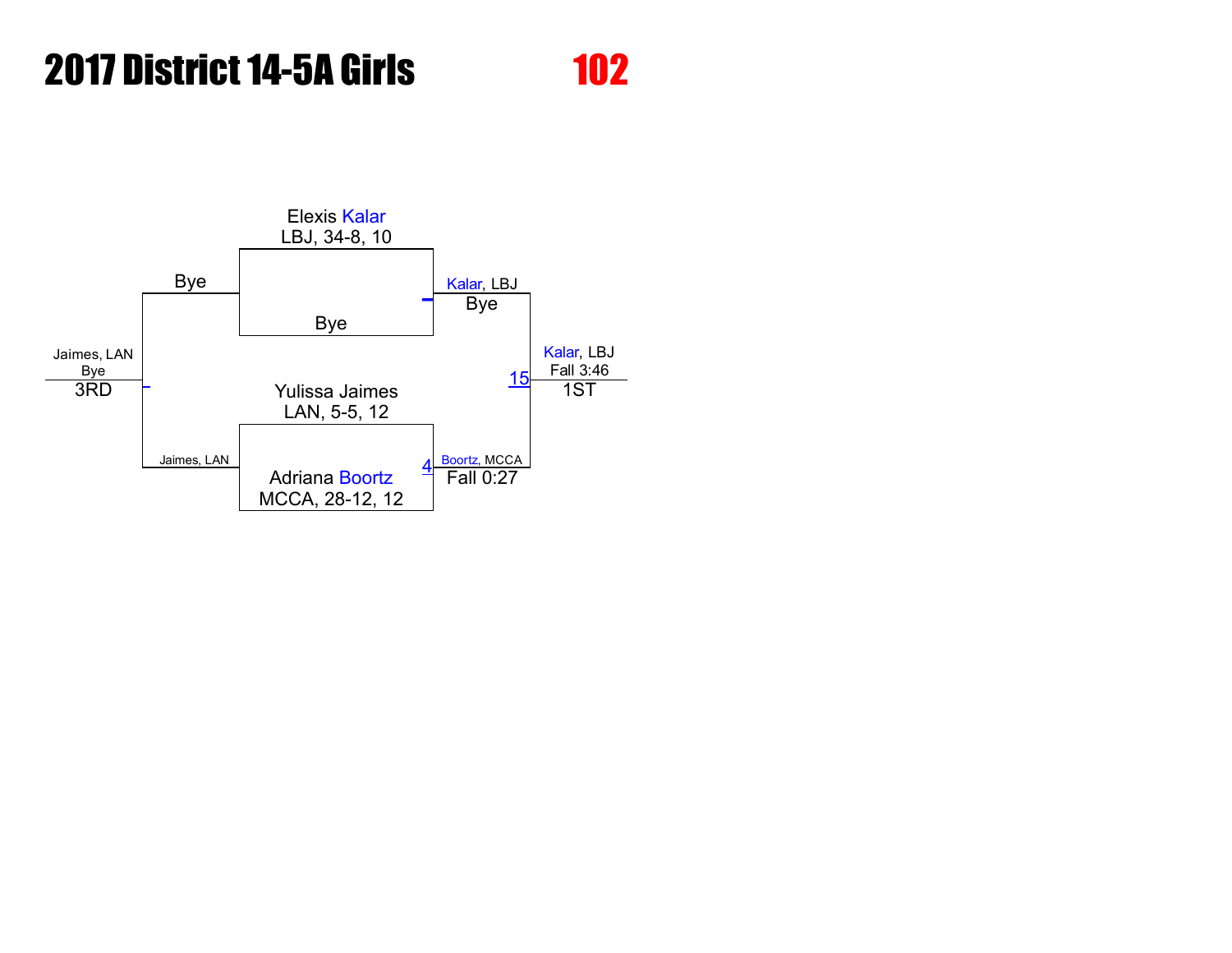# 2017 District 14-5A Girls

## 102

**Championship Bracket**

- Elexis Kalar — LBJ, 34-8, 10
- Bye

Winner: Kalar, LBJ — Bye

- Yulissa Jaimes — LAN, 5-5, 12
- Adriana Boortz — MCCA, 28-12, 12

Match 4 winner: Boortz, MCCA — Fall 0:27

Match 15 (Final): Kalar, LBJ — Fall 3:46 — **1ST**

**Consolation Bracket**

- Bye
- Jaimes, LAN

Winner: Jaimes, LAN — Bye — **3RD**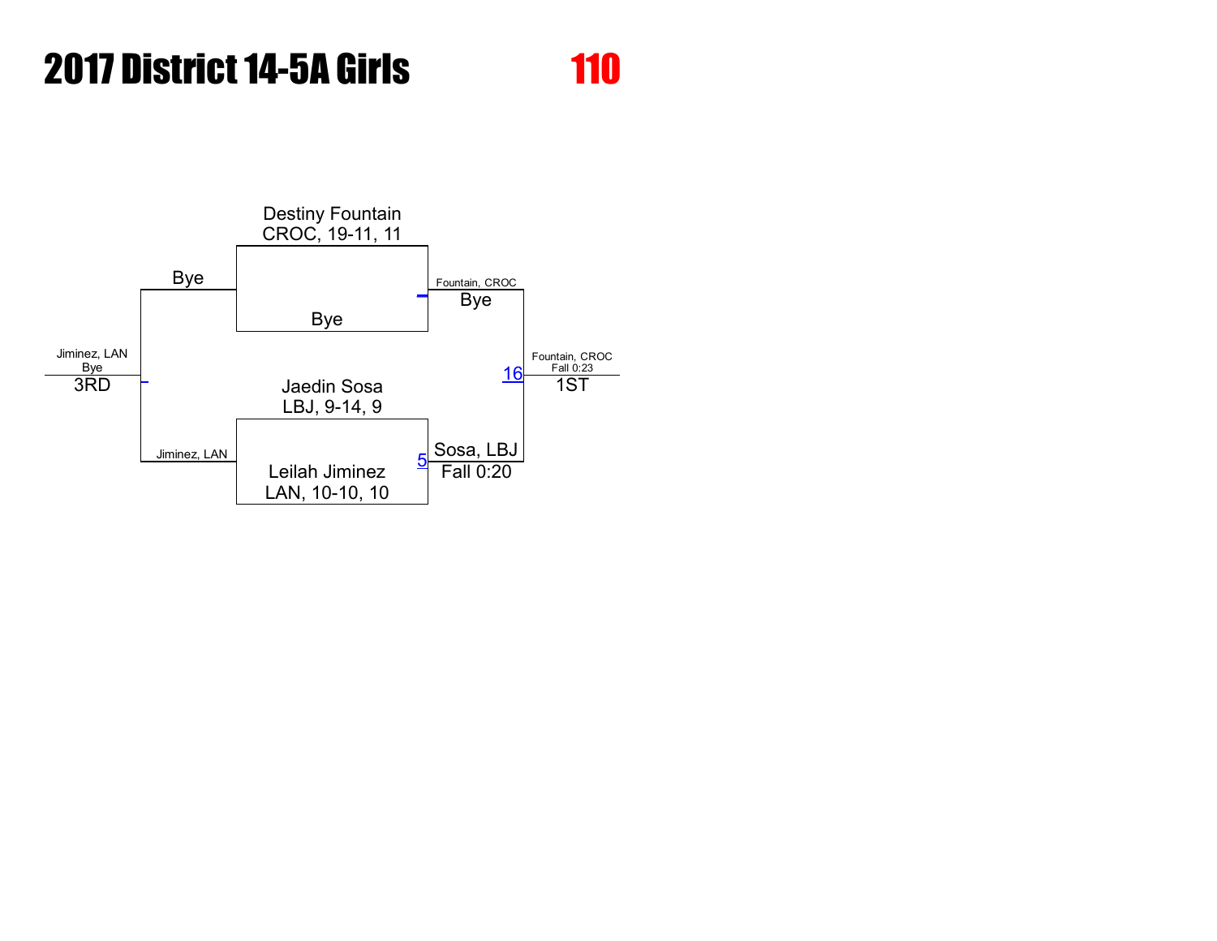# 2017 District 14-5A Girls

## 110

Destiny Fountain
CROC, 19-11, 11

Bye

Fountain, CROC
Bye

Jaedin Sosa
LBJ, 9-14, 9

Leilah Jiminez
LAN, 10-10, 10

5 Sosa, LBJ
Fall 0:20

16 Fountain, CROC
Fall 0:23
1ST

Bye

Jiminez, LAN

Jiminez, LAN
Bye
3RD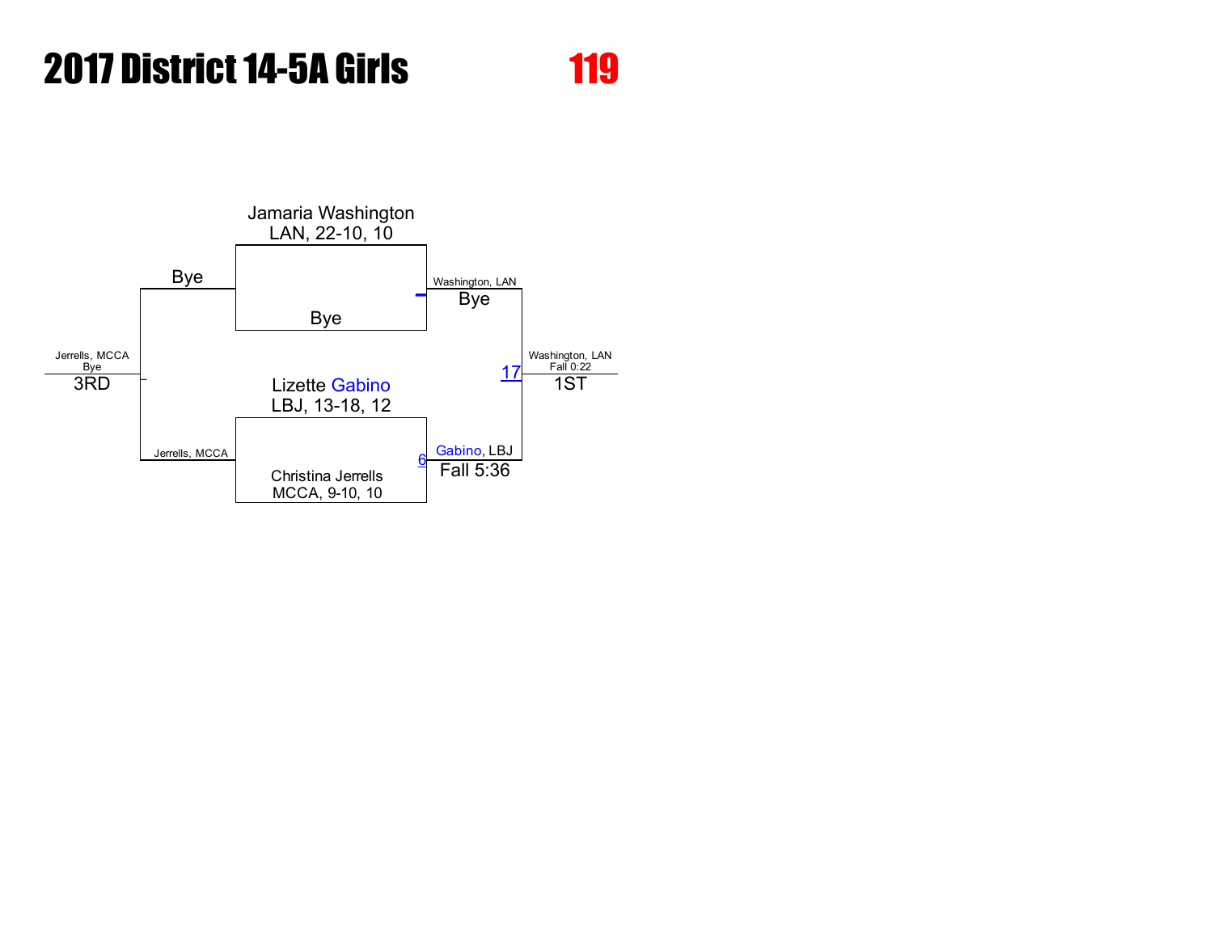# 2017 District 14-5A Girls

# 119

Jamaria Washington
LAN, 22-10, 10

Bye

Bye

Washington, LAN
Bye

Lizette Gabino
LBJ, 13-18, 12

Christina Jerrells
MCCA, 9-10, 10

Jerrells, MCCA

6

Gabino, LBJ
Fall 5:36

17

Washington, LAN
Fall 0:22
1ST

Jerrells, MCCA
Bye
3RD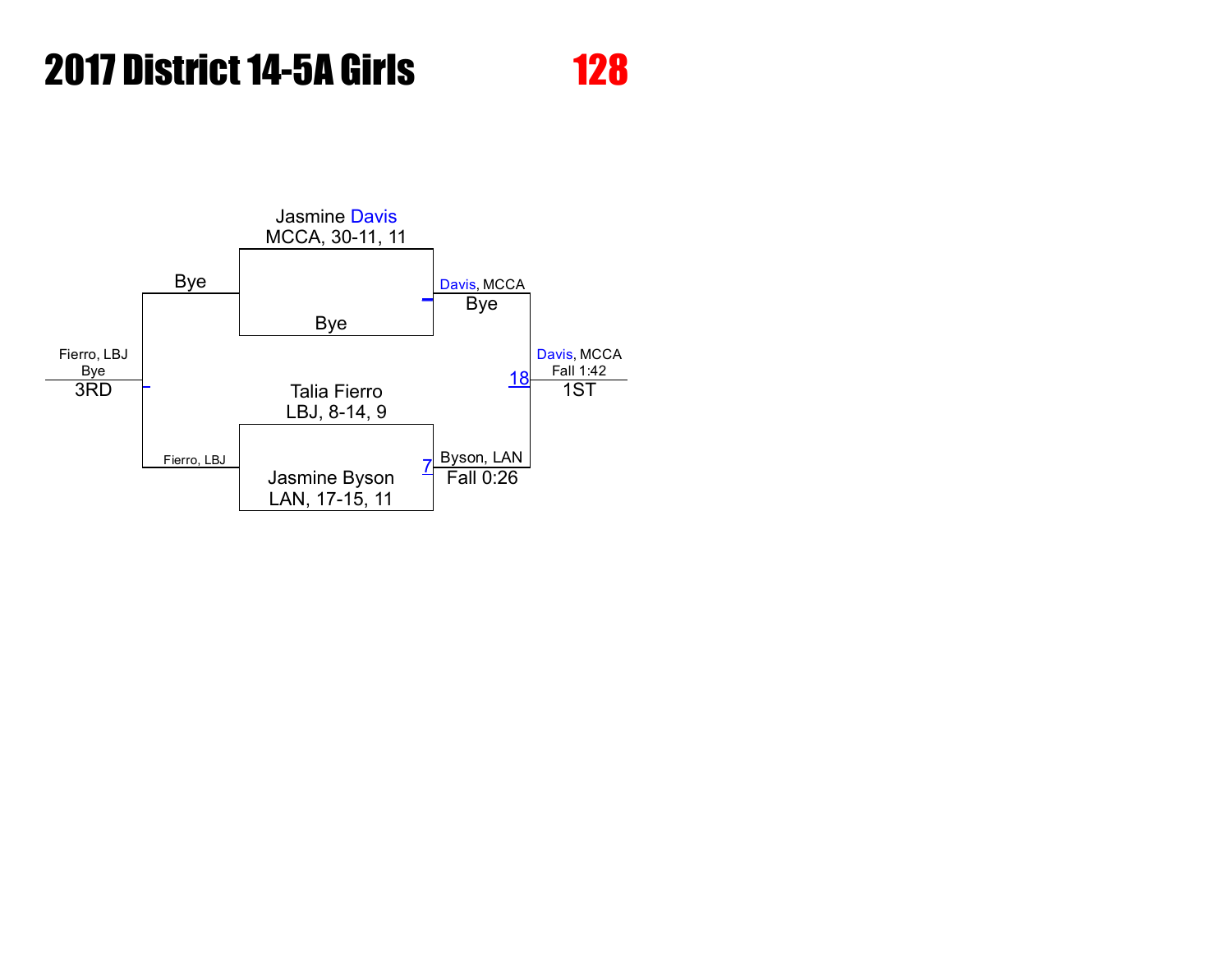# 2017 District 14-5A Girls

## 128

**Championship Bracket**

- Jasmine Davis — MCCA, 30-11, 11
- Bye

Winner: Davis, MCCA — Bye

- Talia Fierro — LBJ, 8-14, 9
- Jasmine Byson — LAN, 17-15, 11

Match 7 — Winner: Byson, LAN — Fall 0:26

Match 18 — **1ST**: Davis, MCCA — Fall 1:42

**Consolation**

- Bye
- Fierro, LBJ

**3RD**: Fierro, LBJ — Bye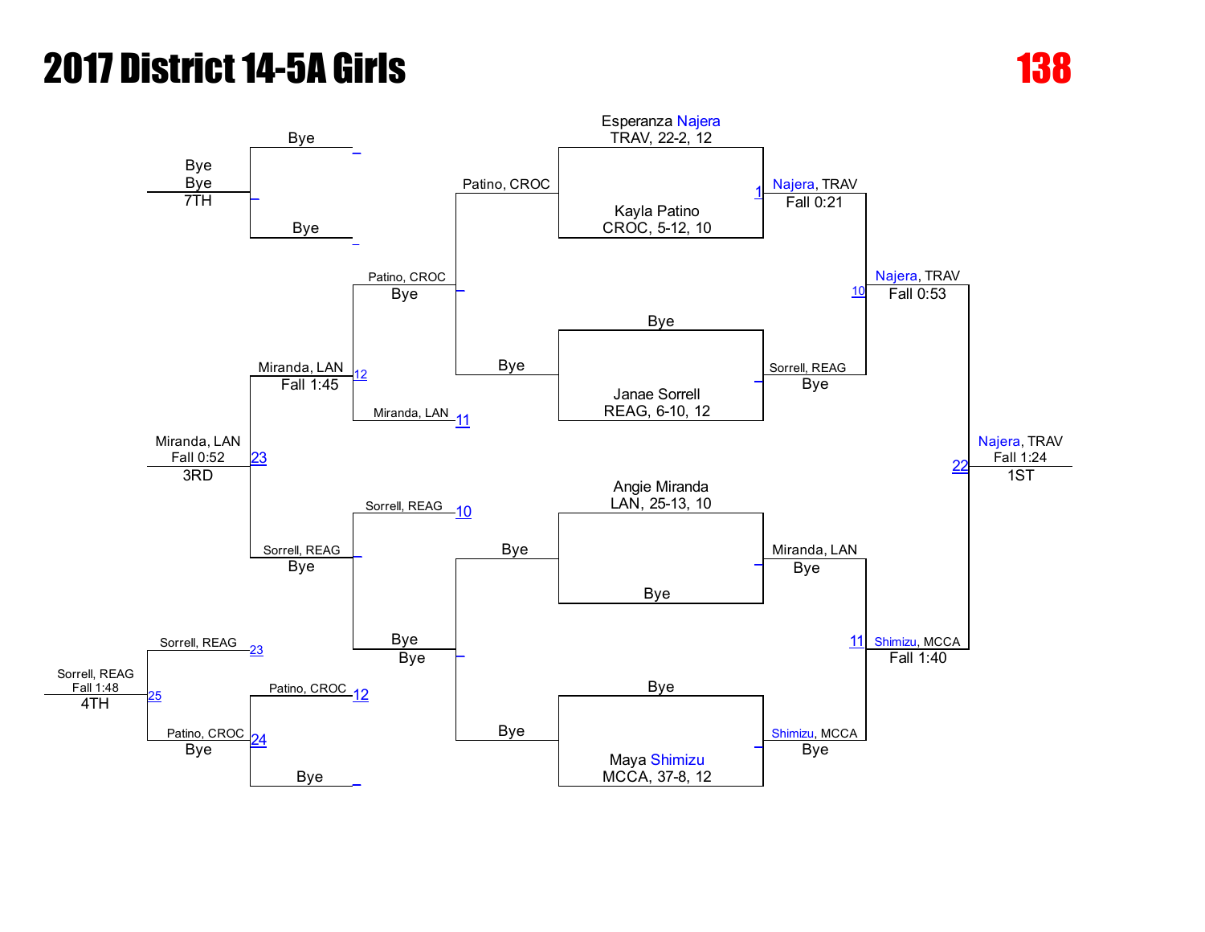# 2017 District 14-5A Girls

# 138

## Championship Bracket

**Quarterfinals / First Round**

- Esperanza Najera, TRAV, 22-2, 12 vs. Kayla Patino, CROC, 5-12, 10 — Najera, TRAV, Fall 0:21 (Bout 1)
- Bye vs. Janae Sorrell, REAG, 6-10, 12 — Sorrell, REAG, Bye
- Angie Miranda, LAN, 25-13, 10 vs. Bye — Miranda, LAN, Bye
- Bye vs. Maya Shimizu, MCCA, 37-8, 12 — Shimizu, MCCA, Bye

**Semifinals**

- Najera, TRAV vs. Sorrell, REAG — Najera, TRAV, Fall 0:53 (Bout 10)
- Miranda, LAN vs. Shimizu, MCCA — Shimizu, MCCA, Fall 1:40 (Bout 11)

**Final (Bout 22)**

- Najera, TRAV, Fall 1:24 — **1ST**

## Consolation Bracket

- Patino, CROC vs. Bye — Patino, CROC
- Bye vs. Bye — Bye
- Bye vs. Bye — Bye, Bye — 7TH
- Patino, CROC vs. Miranda, LAN (Bout 12) — Miranda, LAN, Fall 1:45
- Sorrell, REAG vs. Bye — Sorrell, REAG, Bye
- Miranda, LAN vs. Sorrell, REAG (Bout 23) — Miranda, LAN, Fall 0:52 — **3RD**
- Patino, CROC vs. Bye (Bout 24) — Patino, CROC, Bye
- Sorrell, REAG vs. Patino, CROC (Bout 25) — Sorrell, REAG, Fall 1:48 — **4TH**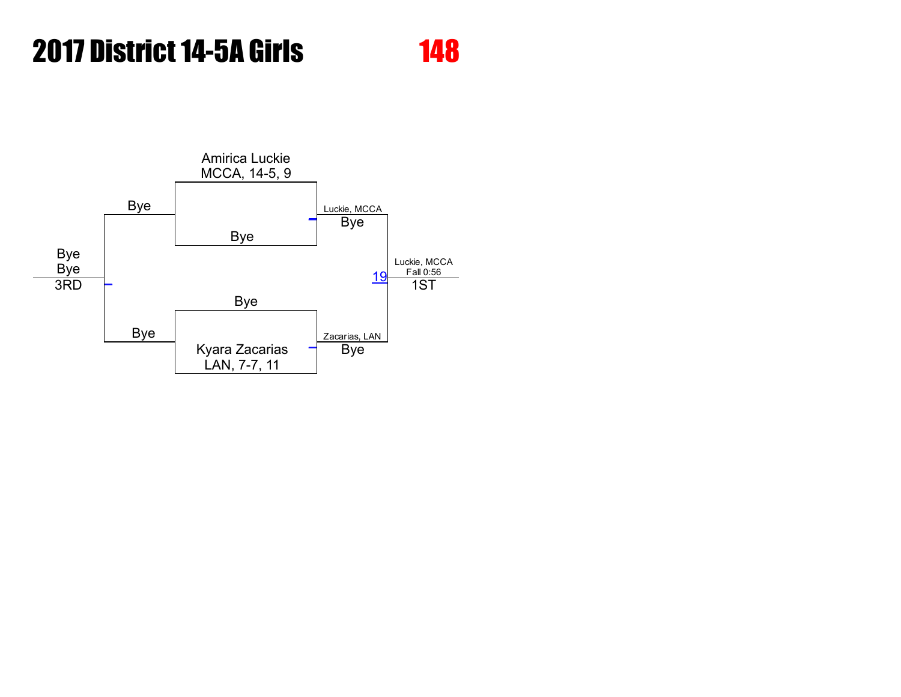# 2017 District 14-5A Girls

## 148

Amirica Luckie
MCCA, 14-5, 9

Bye

Bye

Luckie, MCCA
Bye

Bye
Bye
3RD

19

Luckie, MCCA
Fall 0:56
1ST

Bye

Bye

Kyara Zacarias
LAN, 7-7, 11

Zacarias, LAN
Bye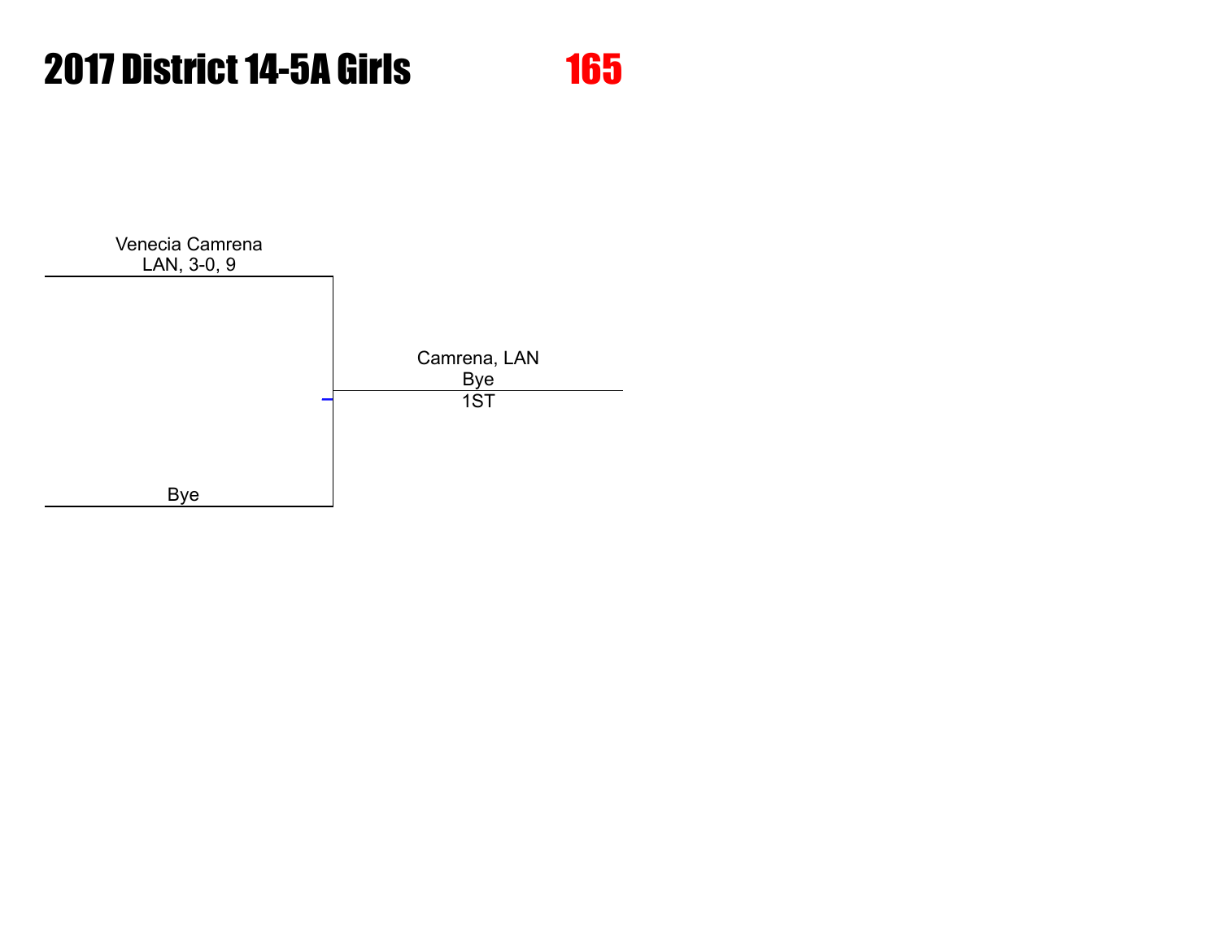# 2017 District 14-5A Girls

## 165

Venecia Camrena
LAN, 3-0, 9

Bye

Camrena, LAN
Bye
1ST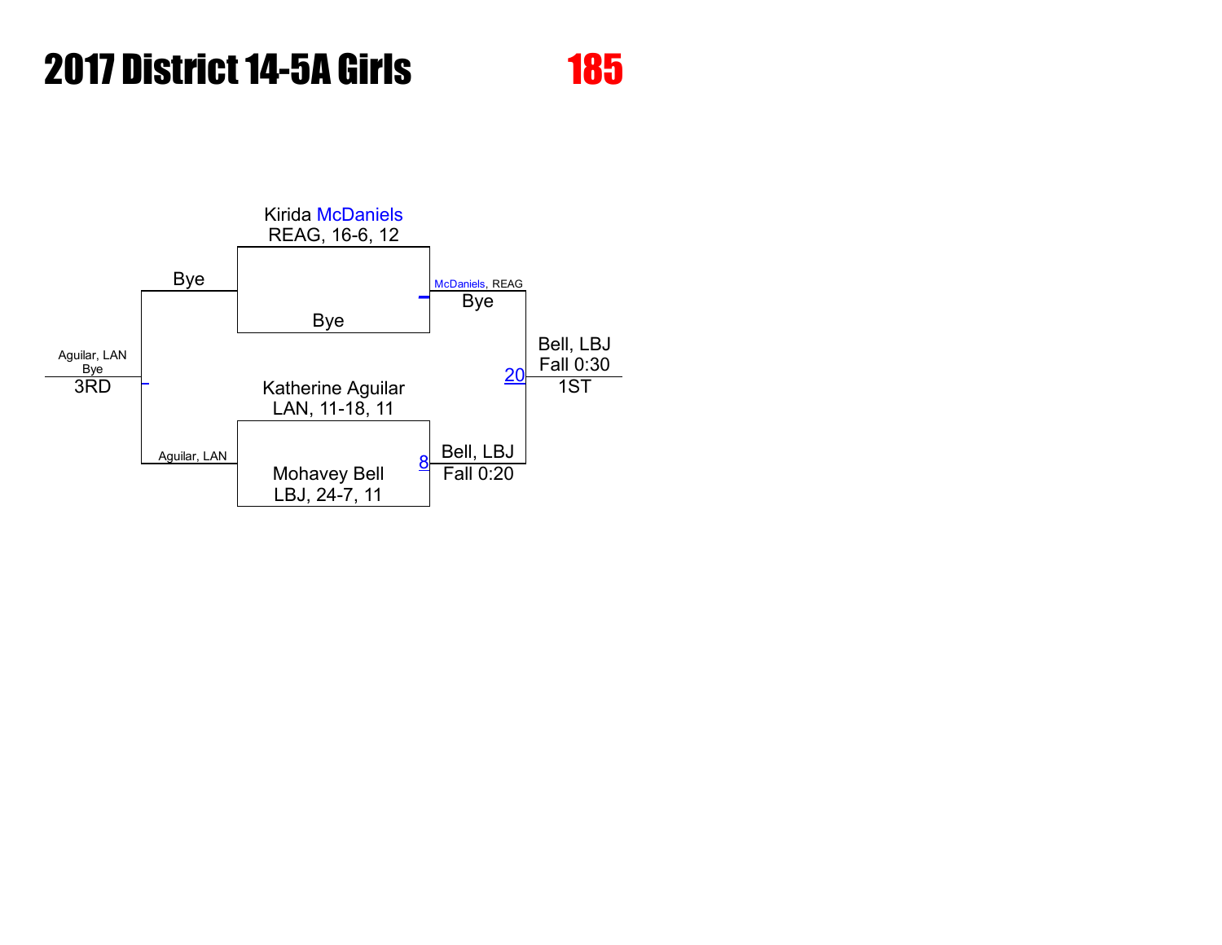# 2017 District 14-5A Girls

## 185

Kirida McDaniels
REAG, 16-6, 12

Bye

Bye

McDaniels, REAG
Bye

Katherine Aguilar
LAN, 11-18, 11

Mohavey Bell
LBJ, 24-7, 11

8

Bell, LBJ
Fall 0:20

Aguilar, LAN

20

Bell, LBJ
Fall 0:30
1ST

Aguilar, LAN
Bye
3RD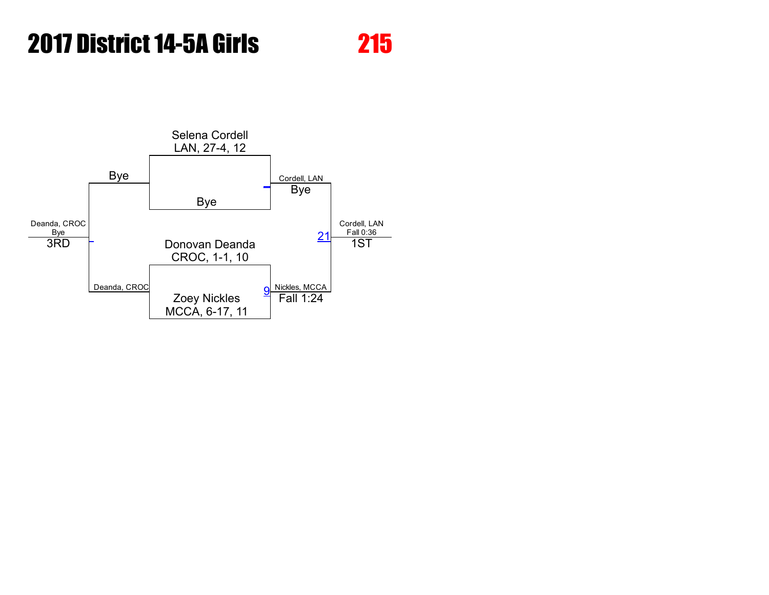# 2017 District 14-5A Girls

**215**

Selena Cordell
LAN, 27-4, 12

Bye

Bye

Cordell, LAN
Bye

Donovan Deanda
CROC, 1-1, 10

Deanda, CROC

Zoey Nickles
MCCA, 6-17, 11

9

Nickles, MCCA
Fall 1:24

21

Cordell, LAN
Fall 0:36
1ST

Deanda, CROC
Bye
3RD